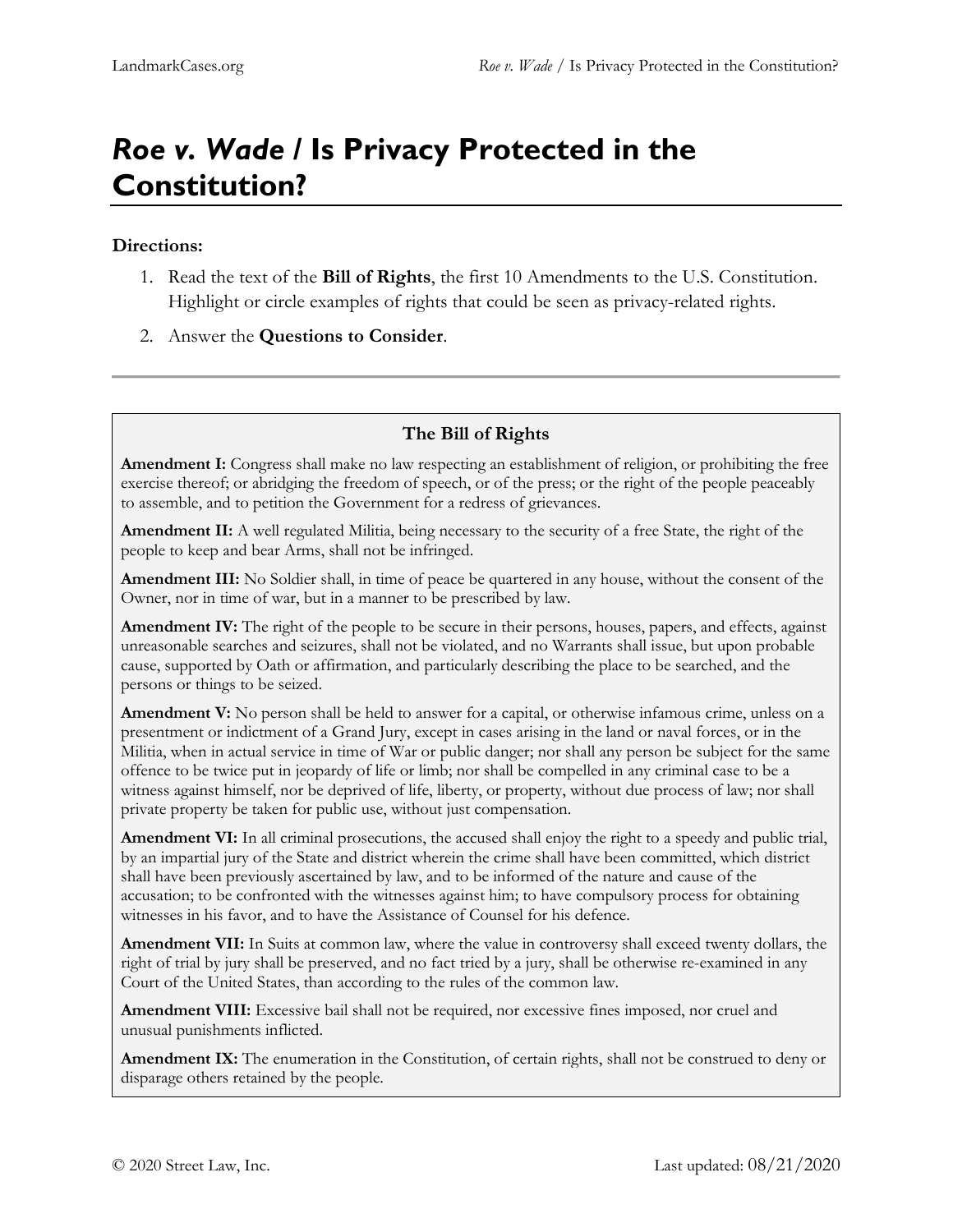# *Roe v. Wade* / Is Privacy Protected in the Constitution?

**Directions:**

1. Read the text of the **Bill of Rights**, the first 10 Amendments to the U.S. Constitution. Highlight or circle examples of rights that could be seen as privacy-related rights.
2. Answer the **Questions to Consider**.

---

**The Bill of Rights**

**Amendment I:** Congress shall make no law respecting an establishment of religion, or prohibiting the free exercise thereof; or abridging the freedom of speech, or of the press; or the right of the people peaceably to assemble, and to petition the Government for a redress of grievances.

**Amendment II:** A well regulated Militia, being necessary to the security of a free State, the right of the people to keep and bear Arms, shall not be infringed.

**Amendment III:** No Soldier shall, in time of peace be quartered in any house, without the consent of the Owner, nor in time of war, but in a manner to be prescribed by law.

**Amendment IV:** The right of the people to be secure in their persons, houses, papers, and effects, against unreasonable searches and seizures, shall not be violated, and no Warrants shall issue, but upon probable cause, supported by Oath or affirmation, and particularly describing the place to be searched, and the persons or things to be seized.

**Amendment V:** No person shall be held to answer for a capital, or otherwise infamous crime, unless on a presentment or indictment of a Grand Jury, except in cases arising in the land or naval forces, or in the Militia, when in actual service in time of War or public danger; nor shall any person be subject for the same offence to be twice put in jeopardy of life or limb; nor shall be compelled in any criminal case to be a witness against himself, nor be deprived of life, liberty, or property, without due process of law; nor shall private property be taken for public use, without just compensation.

**Amendment VI:** In all criminal prosecutions, the accused shall enjoy the right to a speedy and public trial, by an impartial jury of the State and district wherein the crime shall have been committed, which district shall have been previously ascertained by law, and to be informed of the nature and cause of the accusation; to be confronted with the witnesses against him; to have compulsory process for obtaining witnesses in his favor, and to have the Assistance of Counsel for his defence.

**Amendment VII:** In Suits at common law, where the value in controversy shall exceed twenty dollars, the right of trial by jury shall be preserved, and no fact tried by a jury, shall be otherwise re-examined in any Court of the United States, than according to the rules of the common law.

**Amendment VIII:** Excessive bail shall not be required, nor excessive fines imposed, nor cruel and unusual punishments inflicted.

**Amendment IX:** The enumeration in the Constitution, of certain rights, shall not be construed to deny or disparage others retained by the people.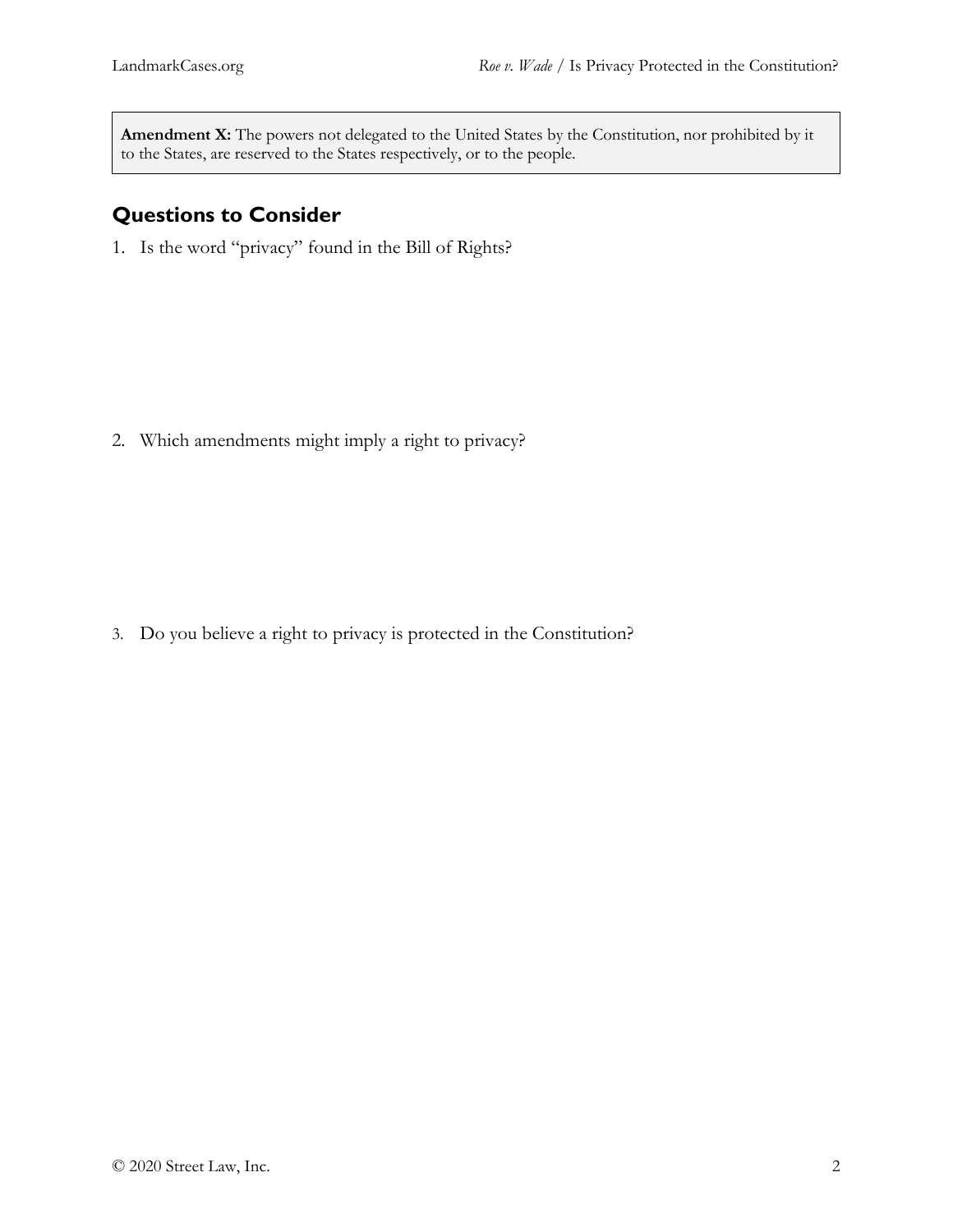**Amendment X:** The powers not delegated to the United States by the Constitution, nor prohibited by it to the States, are reserved to the States respectively, or to the people.

## Questions to Consider

1. Is the word "privacy" found in the Bill of Rights?

2. Which amendments might imply a right to privacy?

3. Do you believe a right to privacy is protected in the Constitution?